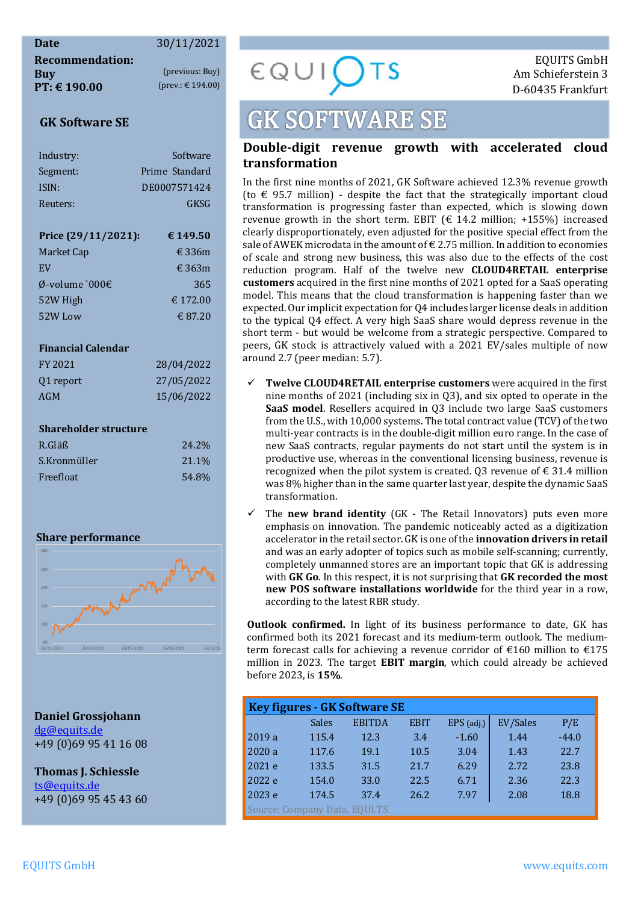| Date | 30/11/2021 |
|---|---|
| **Recommendation:** | |
| **Buy** | (previous: Buy) |
| **PT: € 190.00** | (prev.: € 194.00) |

## GK Software SE

| | |
|---|---|
| Industry: | Software |
| Segment: | Prime Standard |
| ISIN: | DE0007571424 |
| Reuters: | GKSG |

| **Price (29/11/2021):** | **€ 149.50** |
|---|---|
| Market Cap | € 336m |
| EV | € 363m |
| Ø-volume `000€ | 365 |
| 52W High | € 172.00 |
| 52W Low | € 87.20 |

| **Financial Calendar** | |
|---|---|
| FY 2021 | 28/04/2022 |
| Q1 report | 27/05/2022 |
| AGM | 15/06/2022 |

| **Shareholder structure** | |
|---|---|
| R.Gläß | 24.2% |
| S.Kronmüller | 21.1% |
| Freefloat | 54.8% |

**Share performance**

**Daniel Grossjohann**
dg@equits.de
+49 (0)69 95 41 16 08

**Thomas J. Schiessle**
ts@equits.de
+49 (0)69 95 45 43 60

EQUITS GmbH
Am Schieferstein 3
D-60435 Frankfurt

# GK SOFTWARE SE

## Double-digit revenue growth with accelerated cloud transformation

In the first nine months of 2021, GK Software achieved 12.3% revenue growth (to € 95.7 million) - despite the fact that the strategically important cloud transformation is progressing faster than expected, which is slowing down revenue growth in the short term. EBIT (€ 14.2 million; +155%) increased clearly disproportionately, even adjusted for the positive special effect from the sale of AWEK microdata in the amount of € 2.75 million. In addition to economies of scale and strong new business, this was also due to the effects of the cost reduction program. Half of the twelve new **CLOUD4RETAIL enterprise customers** acquired in the first nine months of 2021 opted for a SaaS operating model. This means that the cloud transformation is happening faster than we expected. Our implicit expectation for Q4 includes larger license deals in addition to the typical Q4 effect. A very high SaaS share would depress revenue in the short term - but would be welcome from a strategic perspective. Compared to peers, GK stock is attractively valued with a 2021 EV/sales multiple of now around 2.7 (peer median: 5.7).

- ✓ **Twelve CLOUD4RETAIL enterprise customers** were acquired in the first nine months of 2021 (including six in Q3), and six opted to operate in the **SaaS model**. Resellers acquired in Q3 include two large SaaS customers from the U.S., with 10,000 systems. The total contract value (TCV) of the two multi-year contracts is in the double-digit million euro range. In the case of new SaaS contracts, regular payments do not start until the system is in productive use, whereas in the conventional licensing business, revenue is recognized when the pilot system is created. Q3 revenue of € 31.4 million was 8% higher than in the same quarter last year, despite the dynamic SaaS transformation.
- ✓ The **new brand identity** (GK - The Retail Innovators) puts even more emphasis on innovation. The pandemic noticeably acted as a digitization accelerator in the retail sector. GK is one of the **innovation drivers in retail** and was an early adopter of topics such as mobile self-scanning; currently, completely unmanned stores are an important topic that GK is addressing with **GK Go**. In this respect, it is not surprising that **GK recorded the most new POS software installations worldwide** for the third year in a row, according to the latest RBR study.

**Outlook confirmed.** In light of its business performance to date, GK has confirmed both its 2021 forecast and its medium-term outlook. The medium-term forecast calls for achieving a revenue corridor of €160 million to €175 million in 2023. The target **EBIT margin**, which could already be achieved before 2023, is **15%**.

**Key figures - GK Software SE**

| | Sales | EBITDA | EBIT | EPS (adj.) | EV/Sales | P/E |
|---|---|---|---|---|---|---|
| 2019 a | 115.4 | 12.3 | 3.4 | -1.60 | 1.44 | -44.0 |
| 2020 a | 117.6 | 19.1 | 10.5 | 3.04 | 1.43 | 22.7 |
| 2021 e | 133.5 | 31.5 | 21.7 | 6.29 | 2.72 | 23.8 |
| 2022 e | 154.0 | 33.0 | 22.5 | 6.71 | 2.36 | 22.3 |
| 2023 e | 174.5 | 37.4 | 26.2 | 7.97 | 2.08 | 18.8 |

Source: Company Data, EQUITS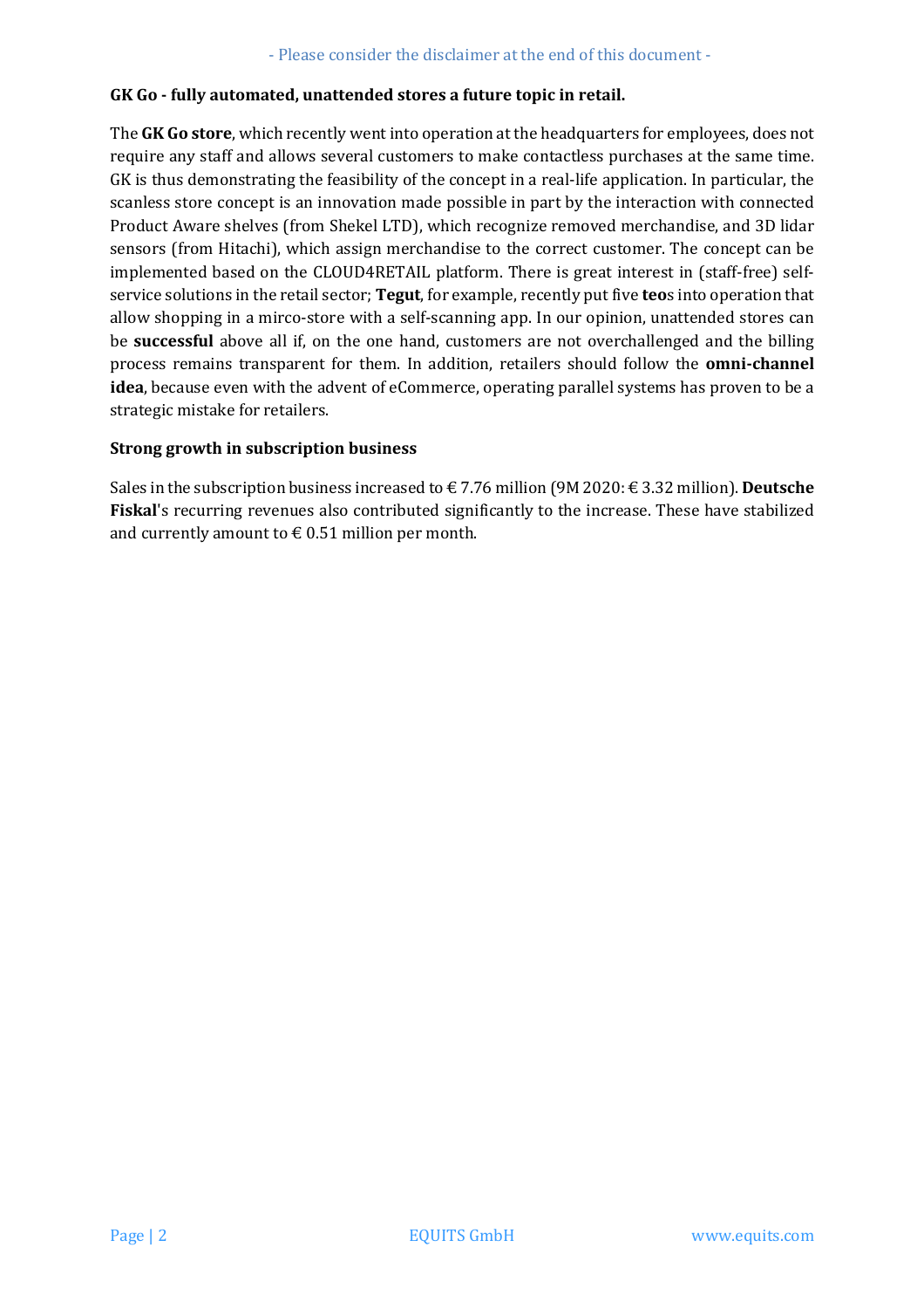**GK Go - fully automated, unattended stores a future topic in retail.**

The **GK Go store**, which recently went into operation at the headquarters for employees, does not require any staff and allows several customers to make contactless purchases at the same time. GK is thus demonstrating the feasibility of the concept in a real-life application. In particular, the scanless store concept is an innovation made possible in part by the interaction with connected Product Aware shelves (from Shekel LTD), which recognize removed merchandise, and 3D lidar sensors (from Hitachi), which assign merchandise to the correct customer. The concept can be implemented based on the CLOUD4RETAIL platform. There is great interest in (staff-free) self-service solutions in the retail sector; **Tegut**, for example, recently put five **teo**s into operation that allow shopping in a mirco-store with a self-scanning app. In our opinion, unattended stores can be **successful** above all if, on the one hand, customers are not overchallenged and the billing process remains transparent for them. In addition, retailers should follow the **omni-channel idea**, because even with the advent of eCommerce, operating parallel systems has proven to be a strategic mistake for retailers.

**Strong growth in subscription business**

Sales in the subscription business increased to € 7.76 million (9M 2020: € 3.32 million). **Deutsche Fiskal**'s recurring revenues also contributed significantly to the increase. These have stabilized and currently amount to € 0.51 million per month.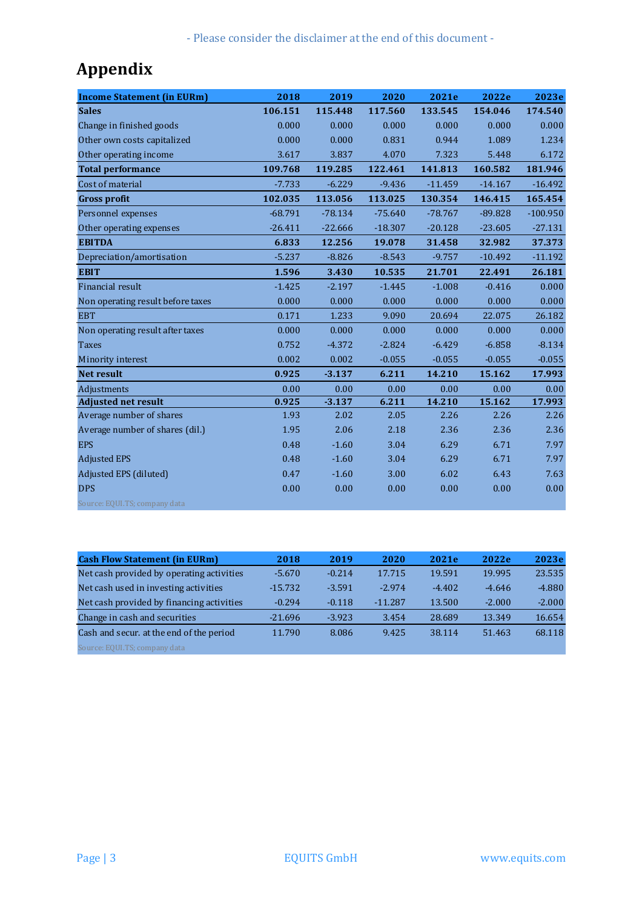# Appendix

| **Income Statement (in EURm)** | **2018** | **2019** | **2020** | **2021e** | **2022e** | **2023e** |
|---|---|---|---|---|---|---|
| **Sales** | **106.151** | **115.448** | **117.560** | **133.545** | **154.046** | **174.540** |
| Change in finished goods | 0.000 | 0.000 | 0.000 | 0.000 | 0.000 | 0.000 |
| Other own costs capitalized | 0.000 | 0.000 | 0.831 | 0.944 | 1.089 | 1.234 |
| Other operating income | 3.617 | 3.837 | 4.070 | 7.323 | 5.448 | 6.172 |
| **Total performance** | **109.768** | **119.285** | **122.461** | **141.813** | **160.582** | **181.946** |
| Cost of material | -7.733 | -6.229 | -9.436 | -11.459 | -14.167 | -16.492 |
| **Gross profit** | **102.035** | **113.056** | **113.025** | **130.354** | **146.415** | **165.454** |
| Personnel expenses | -68.791 | -78.134 | -75.640 | -78.767 | -89.828 | -100.950 |
| Other operating expenses | -26.411 | -22.666 | -18.307 | -20.128 | -23.605 | -27.131 |
| **EBITDA** | **6.833** | **12.256** | **19.078** | **31.458** | **32.982** | **37.373** |
| Depreciation/amortisation | -5.237 | -8.826 | -8.543 | -9.757 | -10.492 | -11.192 |
| **EBIT** | **1.596** | **3.430** | **10.535** | **21.701** | **22.491** | **26.181** |
| Financial result | -1.425 | -2.197 | -1.445 | -1.008 | -0.416 | 0.000 |
| Non operating result before taxes | 0.000 | 0.000 | 0.000 | 0.000 | 0.000 | 0.000 |
| EBT | 0.171 | 1.233 | 9.090 | 20.694 | 22.075 | 26.182 |
| Non operating result after taxes | 0.000 | 0.000 | 0.000 | 0.000 | 0.000 | 0.000 |
| Taxes | 0.752 | -4.372 | -2.824 | -6.429 | -6.858 | -8.134 |
| Minority interest | 0.002 | 0.002 | -0.055 | -0.055 | -0.055 | -0.055 |
| **Net result** | **0.925** | **-3.137** | **6.211** | **14.210** | **15.162** | **17.993** |
| Adjustments | 0.00 | 0.00 | 0.00 | 0.00 | 0.00 | 0.00 |
| **Adjusted net result** | **0.925** | **-3.137** | **6.211** | **14.210** | **15.162** | **17.993** |
| Average number of shares | 1.93 | 2.02 | 2.05 | 2.26 | 2.26 | 2.26 |
| Average number of shares (dil.) | 1.95 | 2.06 | 2.18 | 2.36 | 2.36 | 2.36 |
| EPS | 0.48 | -1.60 | 3.04 | 6.29 | 6.71 | 7.97 |
| Adjusted EPS | 0.48 | -1.60 | 3.04 | 6.29 | 6.71 | 7.97 |
| Adjusted EPS (diluted) | 0.47 | -1.60 | 3.00 | 6.02 | 6.43 | 7.63 |
| DPS | 0.00 | 0.00 | 0.00 | 0.00 | 0.00 | 0.00 |

Source: EQUI.TS; company data

| **Cash Flow Statement (in EURm)** | **2018** | **2019** | **2020** | **2021e** | **2022e** | **2023e** |
|---|---|---|---|---|---|---|
| Net cash provided by operating activities | -5.670 | -0.214 | 17.715 | 19.591 | 19.995 | 23.535 |
| Net cash used in investing activities | -15.732 | -3.591 | -2.974 | -4.402 | -4.646 | -4.880 |
| Net cash provided by financing activities | -0.294 | -0.118 | -11.287 | 13.500 | -2.000 | -2.000 |
| Change in cash and securities | -21.696 | -3.923 | 3.454 | 28.689 | 13.349 | 16.654 |
| Cash and secur. at the end of the period | 11.790 | 8.086 | 9.425 | 38.114 | 51.463 | 68.118 |

Source: EQUI.TS; company data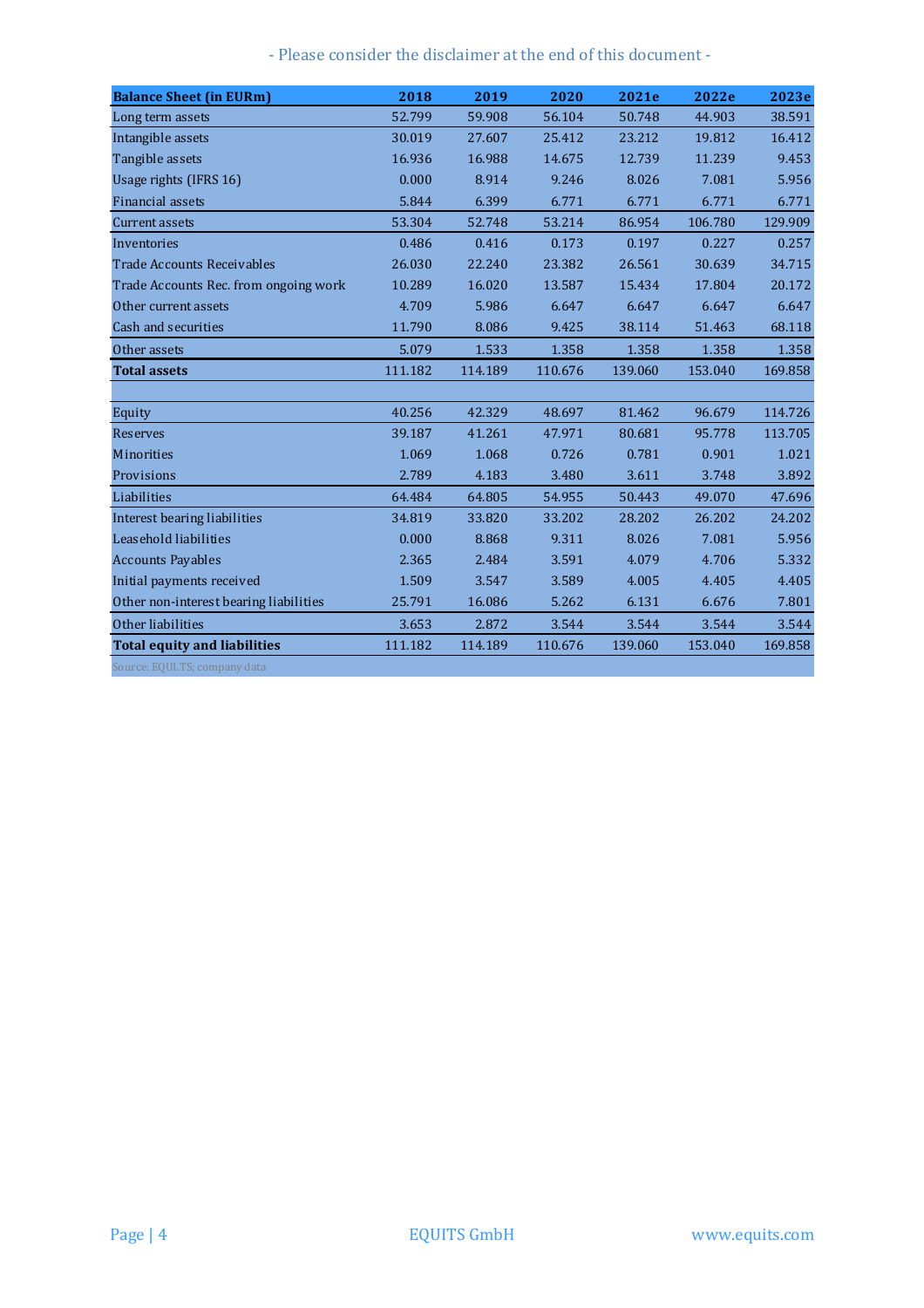- Please consider the disclaimer at the end of this document -

| Balance Sheet (in EURm) | 2018 | 2019 | 2020 | 2021e | 2022e | 2023e |
|---|---|---|---|---|---|---|
| Long term assets | 52.799 | 59.908 | 56.104 | 50.748 | 44.903 | 38.591 |
| Intangible assets | 30.019 | 27.607 | 25.412 | 23.212 | 19.812 | 16.412 |
| Tangible assets | 16.936 | 16.988 | 14.675 | 12.739 | 11.239 | 9.453 |
| Usage rights (IFRS 16) | 0.000 | 8.914 | 9.246 | 8.026 | 7.081 | 5.956 |
| Financial assets | 5.844 | 6.399 | 6.771 | 6.771 | 6.771 | 6.771 |
| Current assets | 53.304 | 52.748 | 53.214 | 86.954 | 106.780 | 129.909 |
| Inventories | 0.486 | 0.416 | 0.173 | 0.197 | 0.227 | 0.257 |
| Trade Accounts Receivables | 26.030 | 22.240 | 23.382 | 26.561 | 30.639 | 34.715 |
| Trade Accounts Rec. from ongoing work | 10.289 | 16.020 | 13.587 | 15.434 | 17.804 | 20.172 |
| Other current assets | 4.709 | 5.986 | 6.647 | 6.647 | 6.647 | 6.647 |
| Cash and securities | 11.790 | 8.086 | 9.425 | 38.114 | 51.463 | 68.118 |
| Other assets | 5.079 | 1.533 | 1.358 | 1.358 | 1.358 | 1.358 |
| **Total assets** | 111.182 | 114.189 | 110.676 | 139.060 | 153.040 | 169.858 |
| | | | | | | |
| Equity | 40.256 | 42.329 | 48.697 | 81.462 | 96.679 | 114.726 |
| Reserves | 39.187 | 41.261 | 47.971 | 80.681 | 95.778 | 113.705 |
| Minorities | 1.069 | 1.068 | 0.726 | 0.781 | 0.901 | 1.021 |
| Provisions | 2.789 | 4.183 | 3.480 | 3.611 | 3.748 | 3.892 |
| Liabilities | 64.484 | 64.805 | 54.955 | 50.443 | 49.070 | 47.696 |
| Interest bearing liabilities | 34.819 | 33.820 | 33.202 | 28.202 | 26.202 | 24.202 |
| Leasehold liabilities | 0.000 | 8.868 | 9.311 | 8.026 | 7.081 | 5.956 |
| Accounts Payables | 2.365 | 2.484 | 3.591 | 4.079 | 4.706 | 5.332 |
| Initial payments received | 1.509 | 3.547 | 3.589 | 4.005 | 4.405 | 4.405 |
| Other non-interest bearing liabilities | 25.791 | 16.086 | 5.262 | 6.131 | 6.676 | 7.801 |
| Other liabilities | 3.653 | 2.872 | 3.544 | 3.544 | 3.544 | 3.544 |
| **Total equity and liabilities** | 111.182 | 114.189 | 110.676 | 139.060 | 153.040 | 169.858 |

Source: EQUITS; company data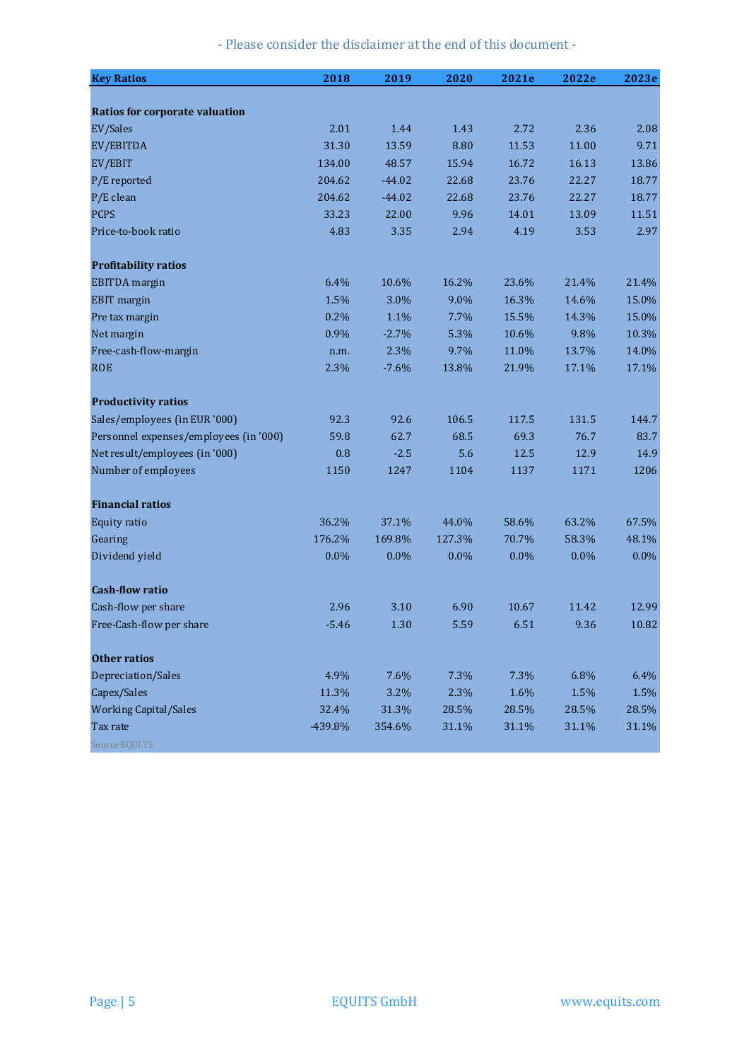- Please consider the disclaimer at the end of this document -

| Key Ratios | 2018 | 2019 | 2020 | 2021e | 2022e | 2023e |
|---|---|---|---|---|---|---|
| **Ratios for corporate valuation** | | | | | | |
| EV/Sales | 2.01 | 1.44 | 1.43 | 2.72 | 2.36 | 2.08 |
| EV/EBITDA | 31.30 | 13.59 | 8.80 | 11.53 | 11.00 | 9.71 |
| EV/EBIT | 134.00 | 48.57 | 15.94 | 16.72 | 16.13 | 13.86 |
| P/E reported | 204.62 | -44.02 | 22.68 | 23.76 | 22.27 | 18.77 |
| P/E clean | 204.62 | -44.02 | 22.68 | 23.76 | 22.27 | 18.77 |
| PCPS | 33.23 | 22.00 | 9.96 | 14.01 | 13.09 | 11.51 |
| Price-to-book ratio | 4.83 | 3.35 | 2.94 | 4.19 | 3.53 | 2.97 |
| **Profitability ratios** | | | | | | |
| EBITDA margin | 6.4% | 10.6% | 16.2% | 23.6% | 21.4% | 21.4% |
| EBIT margin | 1.5% | 3.0% | 9.0% | 16.3% | 14.6% | 15.0% |
| Pre tax margin | 0.2% | 1.1% | 7.7% | 15.5% | 14.3% | 15.0% |
| Net margin | 0.9% | -2.7% | 5.3% | 10.6% | 9.8% | 10.3% |
| Free-cash-flow-margin | n.m. | 2.3% | 9.7% | 11.0% | 13.7% | 14.0% |
| ROE | 2.3% | -7.6% | 13.8% | 21.9% | 17.1% | 17.1% |
| **Productivity ratios** | | | | | | |
| Sales/employees (in EUR '000) | 92.3 | 92.6 | 106.5 | 117.5 | 131.5 | 144.7 |
| Personnel expenses/employees (in '000) | 59.8 | 62.7 | 68.5 | 69.3 | 76.7 | 83.7 |
| Net result/employees (in '000) | 0.8 | -2.5 | 5.6 | 12.5 | 12.9 | 14.9 |
| Number of employees | 1150 | 1247 | 1104 | 1137 | 1171 | 1206 |
| **Financial ratios** | | | | | | |
| Equity ratio | 36.2% | 37.1% | 44.0% | 58.6% | 63.2% | 67.5% |
| Gearing | 176.2% | 169.8% | 127.3% | 70.7% | 58.3% | 48.1% |
| Dividend yield | 0.0% | 0.0% | 0.0% | 0.0% | 0.0% | 0.0% |
| **Cash-flow ratio** | | | | | | |
| Cash-flow per share | 2.96 | 3.10 | 6.90 | 10.67 | 11.42 | 12.99 |
| Free-Cash-flow per share | -5.46 | 1.30 | 5.59 | 6.51 | 9.36 | 10.82 |
| **Other ratios** | | | | | | |
| Depreciation/Sales | 4.9% | 7.6% | 7.3% | 7.3% | 6.8% | 6.4% |
| Capex/Sales | 11.3% | 3.2% | 2.3% | 1.6% | 1.5% | 1.5% |
| Working Capital/Sales | 32.4% | 31.3% | 28.5% | 28.5% | 28.5% | 28.5% |
| Tax rate | -439.8% | 354.6% | 31.1% | 31.1% | 31.1% | 31.1% |

Source EQUITS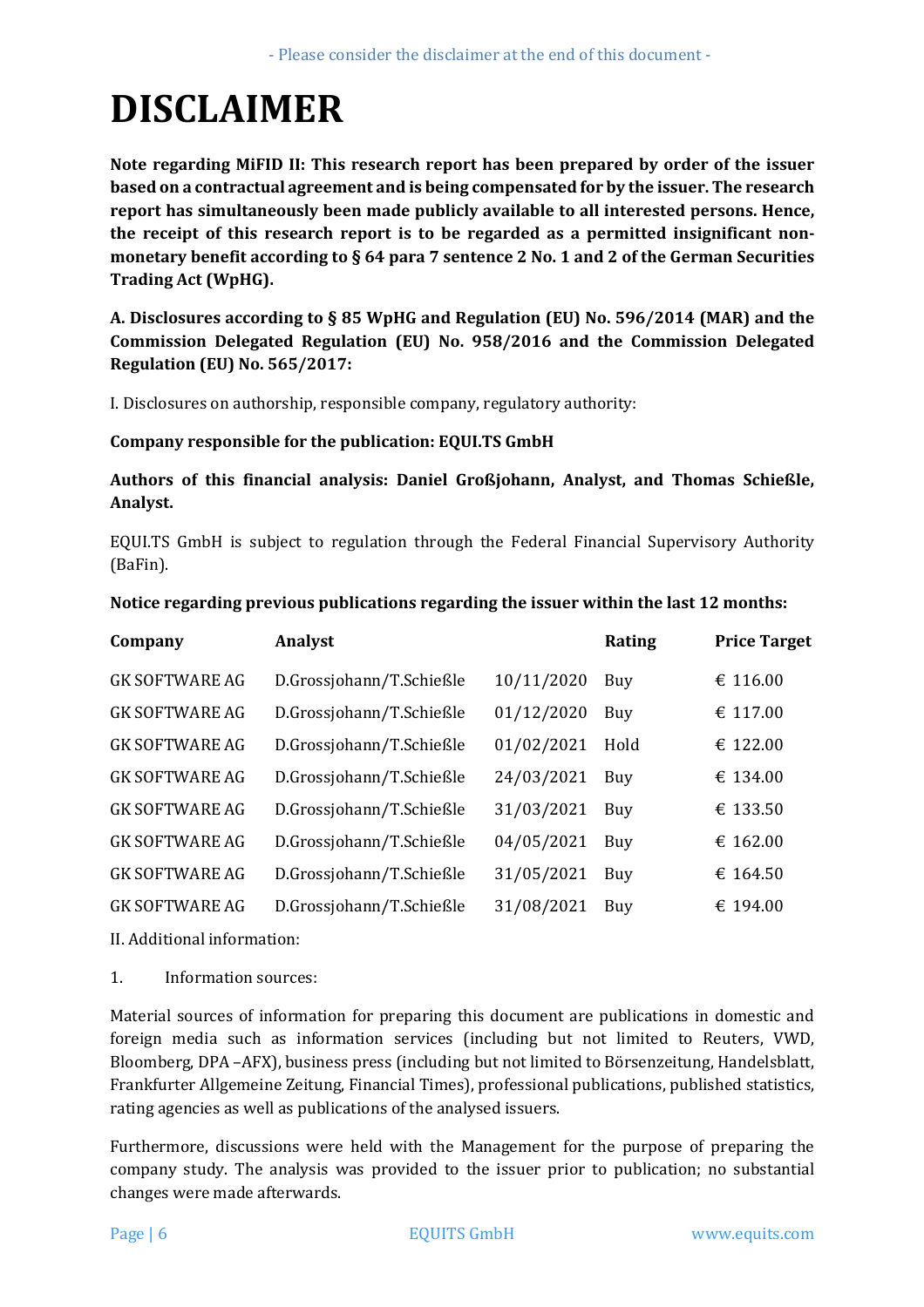# DISCLAIMER

**Note regarding MiFID II: This research report has been prepared by order of the issuer based on a contractual agreement and is being compensated for by the issuer. The research report has simultaneously been made publicly available to all interested persons. Hence, the receipt of this research report is to be regarded as a permitted insignificant non-monetary benefit according to § 64 para 7 sentence 2 No. 1 and 2 of the German Securities Trading Act (WpHG).**

**A. Disclosures according to § 85 WpHG and Regulation (EU) No. 596/2014 (MAR) and the Commission Delegated Regulation (EU) No. 958/2016 and the Commission Delegated Regulation (EU) No. 565/2017:**

I. Disclosures on authorship, responsible company, regulatory authority:

**Company responsible for the publication: EQUI.TS GmbH**

**Authors of this financial analysis: Daniel Großjohann, Analyst, and Thomas Schießle, Analyst.**

EQUI.TS GmbH is subject to regulation through the Federal Financial Supervisory Authority (BaFin).

**Notice regarding previous publications regarding the issuer within the last 12 months:**

| Company | Analyst | | Rating | Price Target |
|---|---|---|---|---|
| GK SOFTWARE AG | D.Grossjohann/T.Schießle | 10/11/2020 | Buy | € 116.00 |
| GK SOFTWARE AG | D.Grossjohann/T.Schießle | 01/12/2020 | Buy | € 117.00 |
| GK SOFTWARE AG | D.Grossjohann/T.Schießle | 01/02/2021 | Hold | € 122.00 |
| GK SOFTWARE AG | D.Grossjohann/T.Schießle | 24/03/2021 | Buy | € 134.00 |
| GK SOFTWARE AG | D.Grossjohann/T.Schießle | 31/03/2021 | Buy | € 133.50 |
| GK SOFTWARE AG | D.Grossjohann/T.Schießle | 04/05/2021 | Buy | € 162.00 |
| GK SOFTWARE AG | D.Grossjohann/T.Schießle | 31/05/2021 | Buy | € 164.50 |
| GK SOFTWARE AG | D.Grossjohann/T.Schießle | 31/08/2021 | Buy | € 194.00 |

II. Additional information:

1. Information sources:

Material sources of information for preparing this document are publications in domestic and foreign media such as information services (including but not limited to Reuters, VWD, Bloomberg, DPA –AFX), business press (including but not limited to Börsenzeitung, Handelsblatt, Frankfurter Allgemeine Zeitung, Financial Times), professional publications, published statistics, rating agencies as well as publications of the analysed issuers.

Furthermore, discussions were held with the Management for the purpose of preparing the company study. The analysis was provided to the issuer prior to publication; no substantial changes were made afterwards.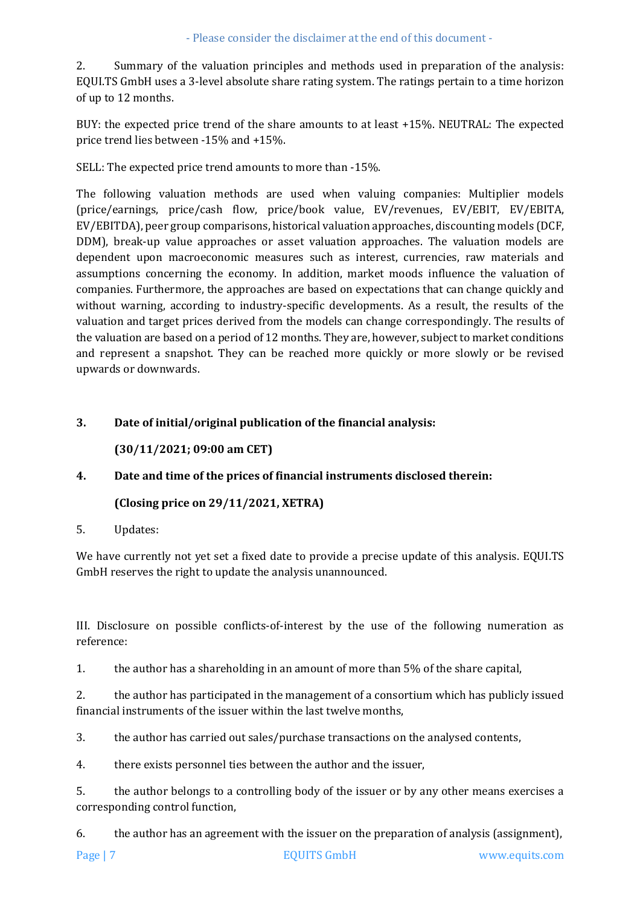2. Summary of the valuation principles and methods used in preparation of the analysis: EQUI.TS GmbH uses a 3-level absolute share rating system. The ratings pertain to a time horizon of up to 12 months.

BUY: the expected price trend of the share amounts to at least +15%. NEUTRAL: The expected price trend lies between -15% and +15%.

SELL: The expected price trend amounts to more than -15%.

The following valuation methods are used when valuing companies: Multiplier models (price/earnings, price/cash flow, price/book value, EV/revenues, EV/EBIT, EV/EBITA, EV/EBITDA), peer group comparisons, historical valuation approaches, discounting models (DCF, DDM), break-up value approaches or asset valuation approaches. The valuation models are dependent upon macroeconomic measures such as interest, currencies, raw materials and assumptions concerning the economy. In addition, market moods influence the valuation of companies. Furthermore, the approaches are based on expectations that can change quickly and without warning, according to industry-specific developments. As a result, the results of the valuation and target prices derived from the models can change correspondingly. The results of the valuation are based on a period of 12 months. They are, however, subject to market conditions and represent a snapshot. They can be reached more quickly or more slowly or be revised upwards or downwards.

**3. Date of initial/original publication of the financial analysis:**

**(30/11/2021; 09:00 am CET)**

**4. Date and time of the prices of financial instruments disclosed therein:**

**(Closing price on 29/11/2021, XETRA)**

5. Updates:

We have currently not yet set a fixed date to provide a precise update of this analysis. EQUI.TS GmbH reserves the right to update the analysis unannounced.

III. Disclosure on possible conflicts-of-interest by the use of the following numeration as reference:

1. the author has a shareholding in an amount of more than 5% of the share capital,

2. the author has participated in the management of a consortium which has publicly issued financial instruments of the issuer within the last twelve months,

3. the author has carried out sales/purchase transactions on the analysed contents,

4. there exists personnel ties between the author and the issuer,

5. the author belongs to a controlling body of the issuer or by any other means exercises a corresponding control function,

6. the author has an agreement with the issuer on the preparation of analysis (assignment),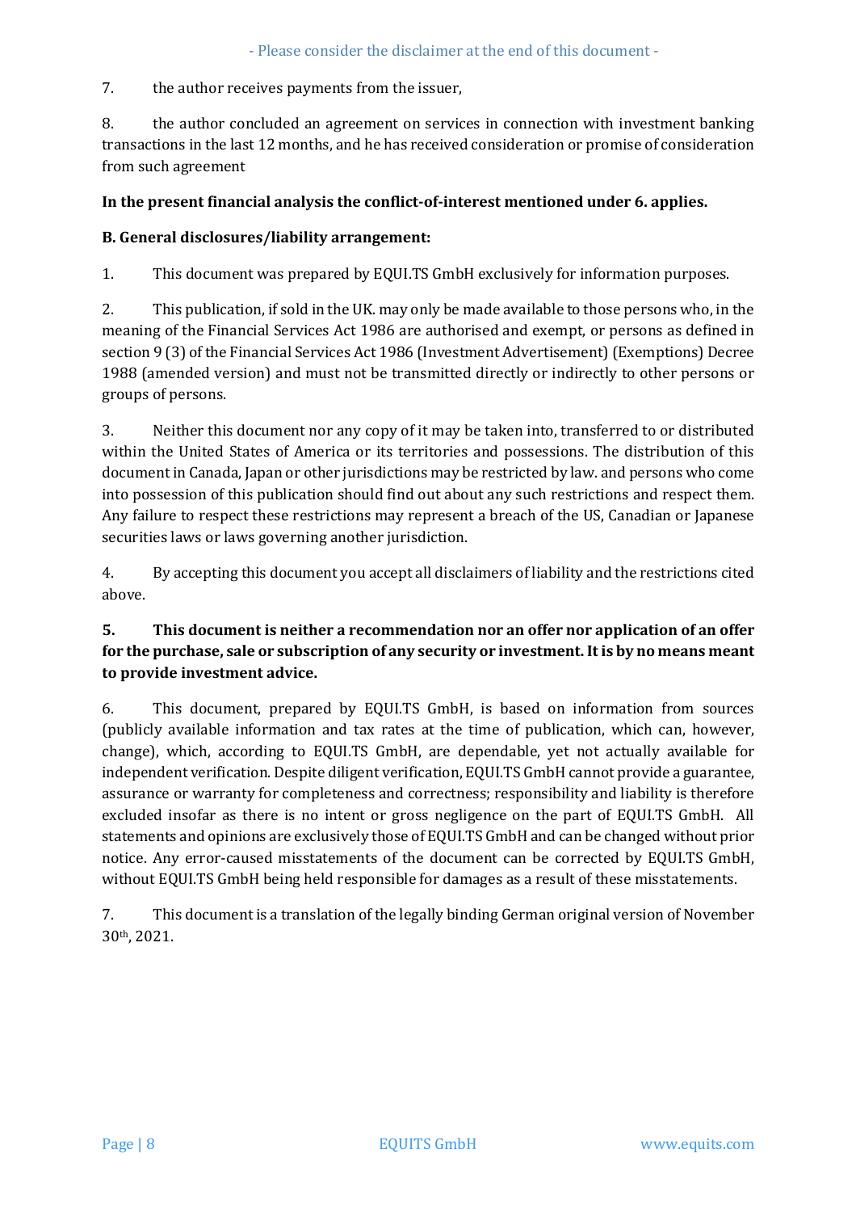7. the author receives payments from the issuer,

8. the author concluded an agreement on services in connection with investment banking transactions in the last 12 months, and he has received consideration or promise of consideration from such agreement

**In the present financial analysis the conflict-of-interest mentioned under 6. applies.**

**B. General disclosures/liability arrangement:**

1. This document was prepared by EQUI.TS GmbH exclusively for information purposes.

2. This publication, if sold in the UK. may only be made available to those persons who, in the meaning of the Financial Services Act 1986 are authorised and exempt, or persons as defined in section 9 (3) of the Financial Services Act 1986 (Investment Advertisement) (Exemptions) Decree 1988 (amended version) and must not be transmitted directly or indirectly to other persons or groups of persons.

3. Neither this document nor any copy of it may be taken into, transferred to or distributed within the United States of America or its territories and possessions. The distribution of this document in Canada, Japan or other jurisdictions may be restricted by law. and persons who come into possession of this publication should find out about any such restrictions and respect them. Any failure to respect these restrictions may represent a breach of the US, Canadian or Japanese securities laws or laws governing another jurisdiction.

4. By accepting this document you accept all disclaimers of liability and the restrictions cited above.

**5. This document is neither a recommendation nor an offer nor application of an offer for the purchase, sale or subscription of any security or investment. It is by no means meant to provide investment advice.**

6. This document, prepared by EQUI.TS GmbH, is based on information from sources (publicly available information and tax rates at the time of publication, which can, however, change), which, according to EQUI.TS GmbH, are dependable, yet not actually available for independent verification. Despite diligent verification, EQUI.TS GmbH cannot provide a guarantee, assurance or warranty for completeness and correctness; responsibility and liability is therefore excluded insofar as there is no intent or gross negligence on the part of EQUI.TS GmbH. All statements and opinions are exclusively those of EQUI.TS GmbH and can be changed without prior notice. Any error-caused misstatements of the document can be corrected by EQUI.TS GmbH, without EQUI.TS GmbH being held responsible for damages as a result of these misstatements.

7. This document is a translation of the legally binding German original version of November 30th, 2021.